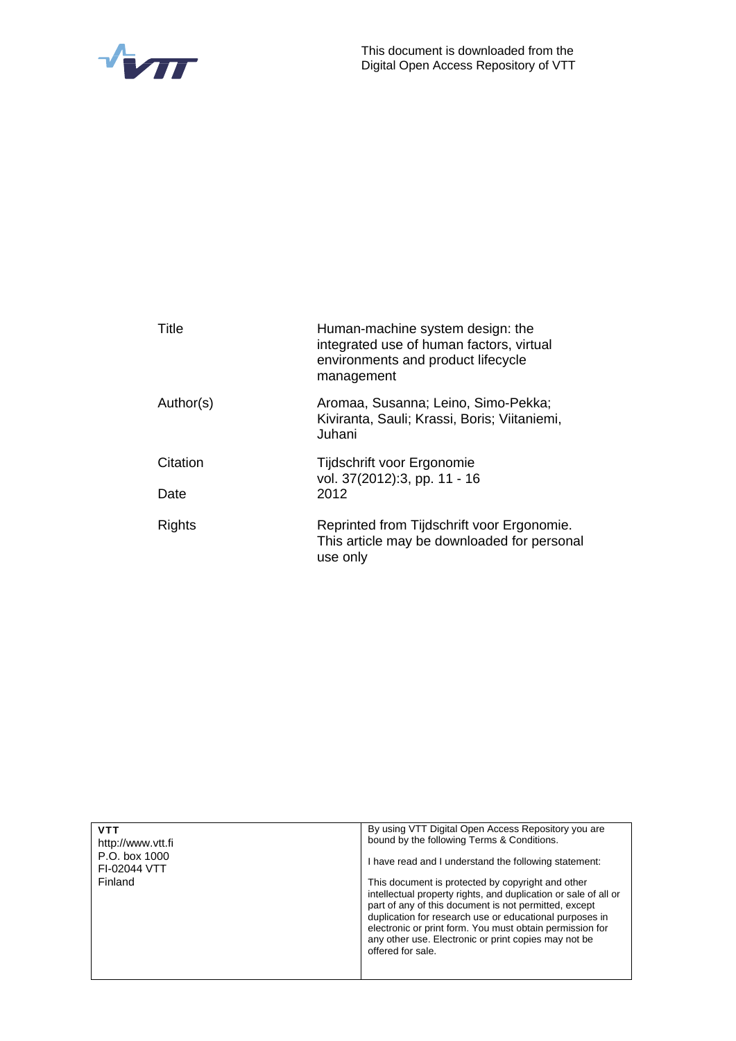This document is downloaded from the Digital Open Access Repository of VTT

| | |
|---|---|
| Title | Human-machine system design: the integrated use of human factors, virtual environments and product lifecycle management |
| Author(s) | Aromaa, Susanna; Leino, Simo-Pekka; Kiviranta, Sauli; Krassi, Boris; Viitaniemi, Juhani |
| Citation | Tijdschrift voor Ergonomie vol. 37(2012):3, pp. 11 - 16 |
| Date | 2012 |
| Rights | Reprinted from Tijdschrift voor Ergonomie. This article may be downloaded for personal use only |

| | |
|---|---|
| **VTT**<br>http://www.vtt.fi<br>P.O. box 1000<br>FI-02044 VTT<br>Finland | By using VTT Digital Open Access Repository you are bound by the following Terms & Conditions.<br><br>I have read and I understand the following statement:<br><br>This document is protected by copyright and other intellectual property rights, and duplication or sale of all or part of any of this document is not permitted, except duplication for research use or educational purposes in electronic or print form. You must obtain permission for any other use. Electronic or print copies may not be offered for sale. |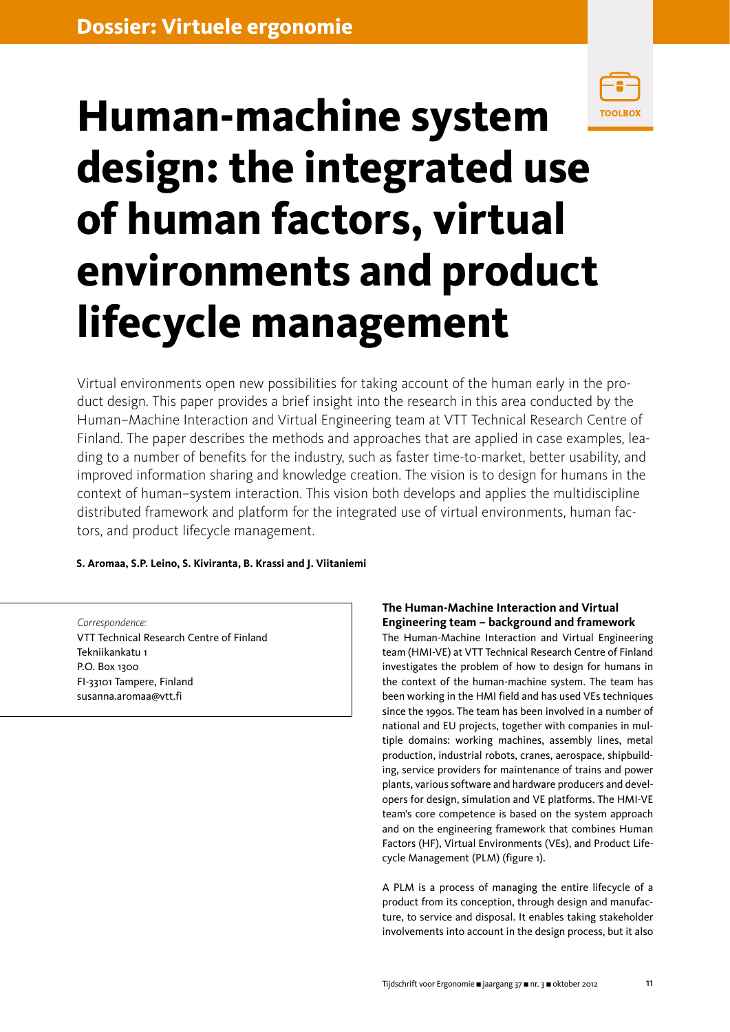Dossier: Virtuele ergonomie

# Human-machine system design: the integrated use of human factors, virtual environments and product lifecycle management

Virtual environments open new possibilities for taking account of the human early in the product design. This paper provides a brief insight into the research in this area conducted by the Human–Machine Interaction and Virtual Engineering team at VTT Technical Research Centre of Finland. The paper describes the methods and approaches that are applied in case examples, leading to a number of benefits for the industry, such as faster time-to-market, better usability, and improved information sharing and knowledge creation. The vision is to design for humans in the context of human–system interaction. This vision both develops and applies the multidiscipline distributed framework and platform for the integrated use of virtual environments, human factors, and product lifecycle management.

**S. Aromaa, S.P. Leino, S. Kiviranta, B. Krassi and J. Viitaniemi**

*Correspondence:*
VTT Technical Research Centre of Finland
Tekniikankatu 1
P.O. Box 1300
FI-33101 Tampere, Finland
susanna.aromaa@vtt.fi

### The Human-Machine Interaction and Virtual Engineering team – background and framework

The Human-Machine Interaction and Virtual Engineering team (HMI-VE) at VTT Technical Research Centre of Finland investigates the problem of how to design for humans in the context of the human-machine system. The team has been working in the HMI field and has used VEs techniques since the 1990s. The team has been involved in a number of national and EU projects, together with companies in multiple domains: working machines, assembly lines, metal production, industrial robots, cranes, aerospace, shipbuilding, service providers for maintenance of trains and power plants, various software and hardware producers and developers for design, simulation and VE platforms. The HMI-VE team's core competence is based on the system approach and on the engineering framework that combines Human Factors (HF), Virtual Environments (VEs), and Product Lifecycle Management (PLM) (figure 1).

A PLM is a process of managing the entire lifecycle of a product from its conception, through design and manufacture, to service and disposal. It enables taking stakeholder involvements into account in the design process, but it also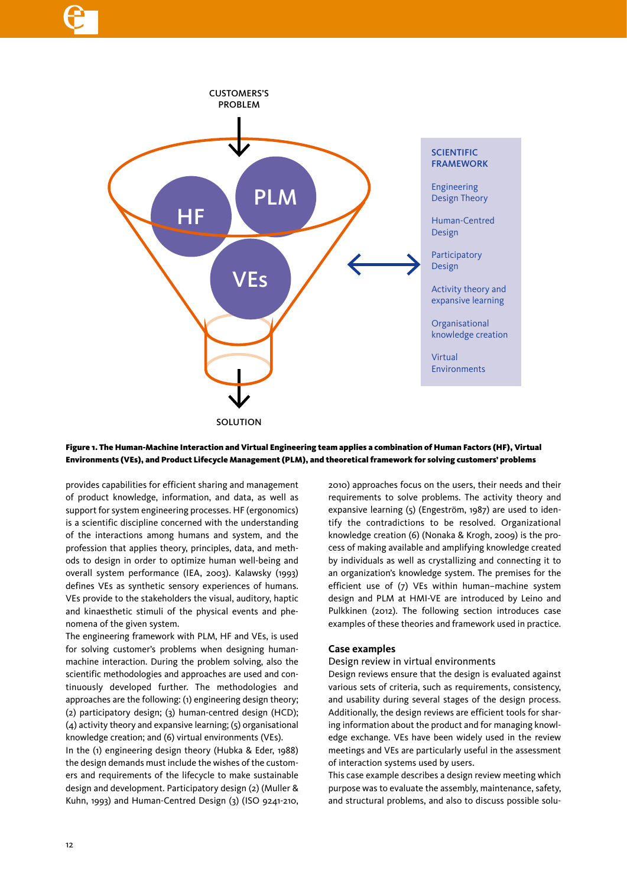CUSTOMERS'S PROBLEM

HF

PLM

VEs

SOLUTION

SCIENTIFIC FRAMEWORK

Engineering Design Theory

Human-Centred Design

Participatory Design

Activity theory and expansive learning

Organisational knowledge creation

Virtual Environments

**Figure 1. The Human-Machine Interaction and Virtual Engineering team applies a combination of Human Factors (HF), Virtual Environments (VEs), and Product Lifecycle Management (PLM), and theoretical framework for solving customers' problems**

provides capabilities for efficient sharing and management of product knowledge, information, and data, as well as support for system engineering processes. HF (ergonomics) is a scientific discipline concerned with the understanding of the interactions among humans and system, and the profession that applies theory, principles, data, and methods to design in order to optimize human well-being and overall system performance (IEA, 2003). Kalawsky (1993) defines VEs as synthetic sensory experiences of humans. VEs provide to the stakeholders the visual, auditory, haptic and kinaesthetic stimuli of the physical events and phenomena of the given system.

The engineering framework with PLM, HF and VEs, is used for solving customer's problems when designing human-machine interaction. During the problem solving, also the scientific methodologies and approaches are used and continuously developed further. The methodologies and approaches are the following: (1) engineering design theory; (2) participatory design; (3) human-centred design (HCD); (4) activity theory and expansive learning; (5) organisational knowledge creation; and (6) virtual environments (VEs).

In the (1) engineering design theory (Hubka & Eder, 1988) the design demands must include the wishes of the customers and requirements of the lifecycle to make sustainable design and development. Participatory design (2) (Muller & Kuhn, 1993) and Human-Centred Design (3) (ISO 9241-210, 2010) approaches focus on the users, their needs and their requirements to solve problems. The activity theory and expansive learning (5) (Engeström, 1987) are used to identify the contradictions to be resolved. Organizational knowledge creation (6) (Nonaka & Krogh, 2009) is the process of making available and amplifying knowledge created by individuals as well as crystallizing and connecting it to an organization's knowledge system. The premises for the efficient use of (7) VEs within human–machine system design and PLM at HMI-VE are introduced by Leino and Pulkkinen (2012). The following section introduces case examples of these theories and framework used in practice.

## Case examples

### Design review in virtual environments

Design reviews ensure that the design is evaluated against various sets of criteria, such as requirements, consistency, and usability during several stages of the design process. Additionally, the design reviews are efficient tools for sharing information about the product and for managing knowledge exchange. VEs have been widely used in the review meetings and VEs are particularly useful in the assessment of interaction systems used by users.

This case example describes a design review meeting which purpose was to evaluate the assembly, maintenance, safety, and structural problems, and also to discuss possible solu-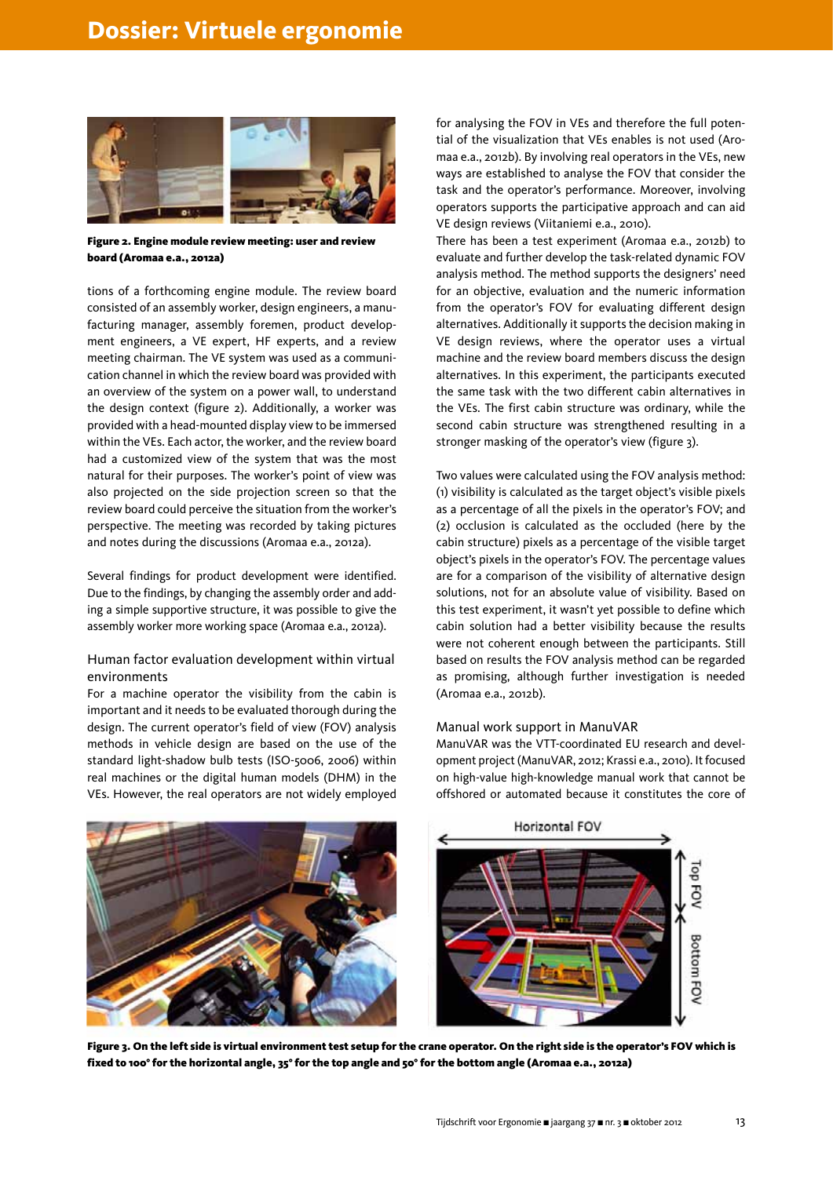Figure 2. Engine module review meeting: user and review board (Aromaa e.a., 2012a)

tions of a forthcoming engine module. The review board consisted of an assembly worker, design engineers, a manufacturing manager, assembly foremen, product development engineers, a VE expert, HF experts, and a review meeting chairman. The VE system was used as a communication channel in which the review board was provided with an overview of the system on a power wall, to understand the design context (figure 2). Additionally, a worker was provided with a head-mounted display view to be immersed within the VEs. Each actor, the worker, and the review board had a customized view of the system that was the most natural for their purposes. The worker's point of view was also projected on the side projection screen so that the review board could perceive the situation from the worker's perspective. The meeting was recorded by taking pictures and notes during the discussions (Aromaa e.a., 2012a).

Several findings for product development were identified. Due to the findings, by changing the assembly order and adding a simple supportive structure, it was possible to give the assembly worker more working space (Aromaa e.a., 2012a).

## Human factor evaluation development within virtual environments

For a machine operator the visibility from the cabin is important and it needs to be evaluated thorough during the design. The current operator's field of view (FOV) analysis methods in vehicle design are based on the use of the standard light-shadow bulb tests (ISO-5006, 2006) within real machines or the digital human models (DHM) in the VEs. However, the real operators are not widely employed for analysing the FOV in VEs and therefore the full potential of the visualization that VEs enables is not used (Aromaa e.a., 2012b). By involving real operators in the VEs, new ways are established to analyse the FOV that consider the task and the operator's performance. Moreover, involving operators supports the participative approach and can aid VE design reviews (Viitaniemi e.a., 2010).

There has been a test experiment (Aromaa e.a., 2012b) to evaluate and further develop the task-related dynamic FOV analysis method. The method supports the designers' need for an objective, evaluation and the numeric information from the operator's FOV for evaluating different design alternatives. Additionally it supports the decision making in VE design reviews, where the operator uses a virtual machine and the review board members discuss the design alternatives. In this experiment, the participants executed the same task with the two different cabin alternatives in the VEs. The first cabin structure was ordinary, while the second cabin structure was strengthened resulting in a stronger masking of the operator's view (figure 3).

Two values were calculated using the FOV analysis method: (1) visibility is calculated as the target object's visible pixels as a percentage of all the pixels in the operator's FOV; and (2) occlusion is calculated as the occluded (here by the cabin structure) pixels as a percentage of the visible target object's pixels in the operator's FOV. The percentage values are for a comparison of the visibility of alternative design solutions, not for an absolute value of visibility. Based on this test experiment, it wasn't yet possible to define which cabin solution had a better visibility because the results were not coherent enough between the participants. Still based on results the FOV analysis method can be regarded as promising, although further investigation is needed (Aromaa e.a., 2012b).

## Manual work support in ManuVAR

ManuVAR was the VTT-coordinated EU research and development project (ManuVAR, 2012; Krassi e.a., 2010). It focused on high-value high-knowledge manual work that cannot be offshored or automated because it constitutes the core of

Horizontal FOV

Top FOV

Bottom FOV

Figure 3. On the left side is virtual environment test setup for the crane operator. On the right side is the operator's FOV which is fixed to 100° for the horizontal angle, 35° for the top angle and 50° for the bottom angle (Aromaa e.a., 2012a)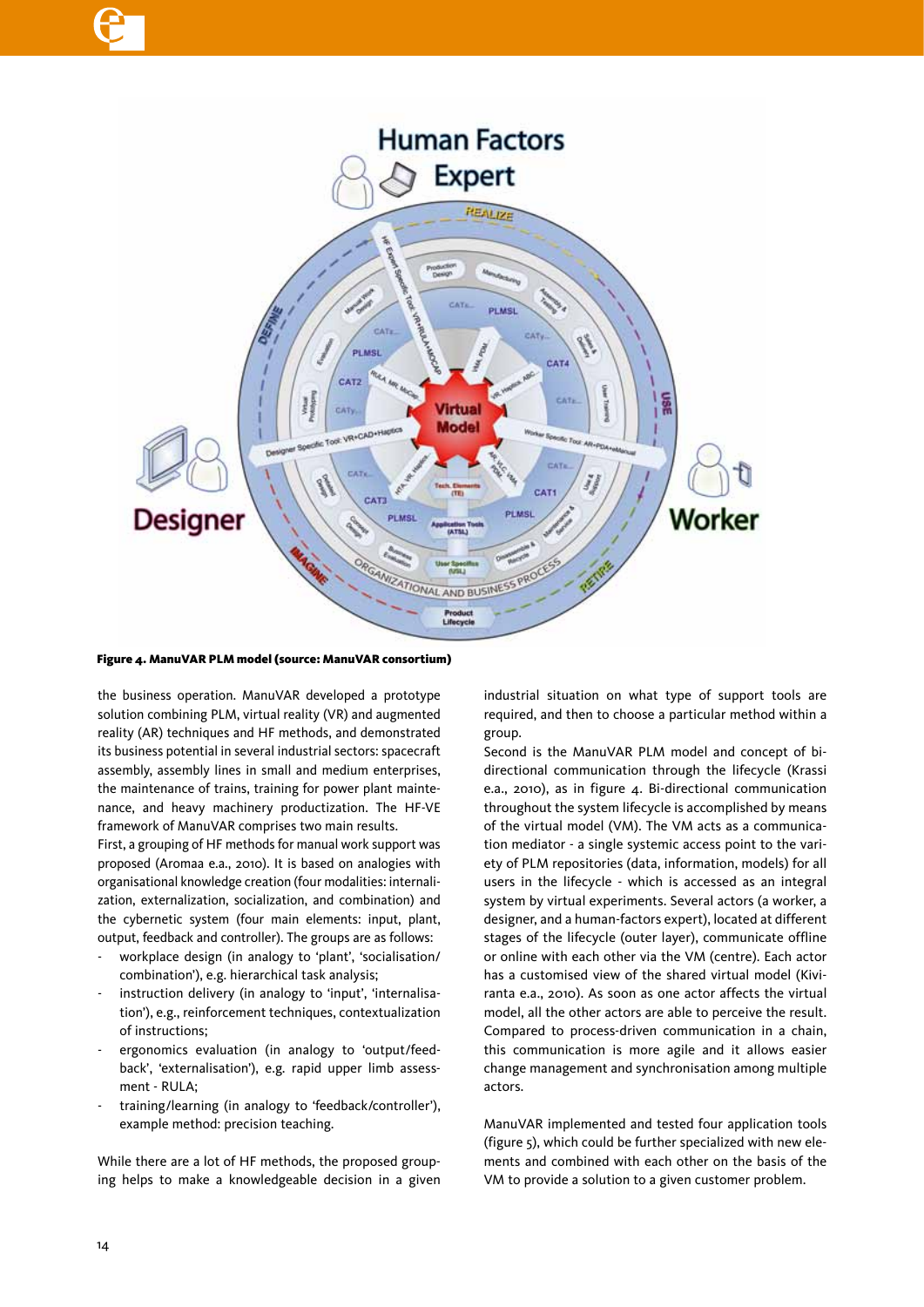**Figure 4. ManuVAR PLM model (source: ManuVAR consortium)**

the business operation. ManuVAR developed a prototype solution combining PLM, virtual reality (VR) and augmented reality (AR) techniques and HF methods, and demonstrated its business potential in several industrial sectors: spacecraft assembly, assembly lines in small and medium enterprises, the maintenance of trains, training for power plant maintenance, and heavy machinery productization. The HF-VE framework of ManuVAR comprises two main results.

First, a grouping of HF methods for manual work support was proposed (Aromaa e.a., 2010). It is based on analogies with organisational knowledge creation (four modalities: internalization, externalization, socialization, and combination) and the cybernetic system (four main elements: input, plant, output, feedback and controller). The groups are as follows:

- workplace design (in analogy to 'plant', 'socialisation/combination'), e.g. hierarchical task analysis;
- instruction delivery (in analogy to 'input', 'internalisation'), e.g., reinforcement techniques, contextualization of instructions;
- ergonomics evaluation (in analogy to 'output/feedback', 'externalisation'), e.g. rapid upper limb assessment - RULA;
- training/learning (in analogy to 'feedback/controller'), example method: precision teaching.

While there are a lot of HF methods, the proposed grouping helps to make a knowledgeable decision in a given industrial situation on what type of support tools are required, and then to choose a particular method within a group.

Second is the ManuVAR PLM model and concept of bi-directional communication through the lifecycle (Krassi e.a., 2010), as in figure 4. Bi-directional communication throughout the system lifecycle is accomplished by means of the virtual model (VM). The VM acts as a communication mediator - a single systemic access point to the variety of PLM repositories (data, information, models) for all users in the lifecycle - which is accessed as an integral system by virtual experiments. Several actors (a worker, a designer, and a human-factors expert), located at different stages of the lifecycle (outer layer), communicate offline or online with each other via the VM (centre). Each actor has a customised view of the shared virtual model (Kiviranta e.a., 2010). As soon as one actor affects the virtual model, all the other actors are able to perceive the result. Compared to process-driven communication in a chain, this communication is more agile and it allows easier change management and synchronisation among multiple actors.

ManuVAR implemented and tested four application tools (figure 5), which could be further specialized with new elements and combined with each other on the basis of the VM to provide a solution to a given customer problem.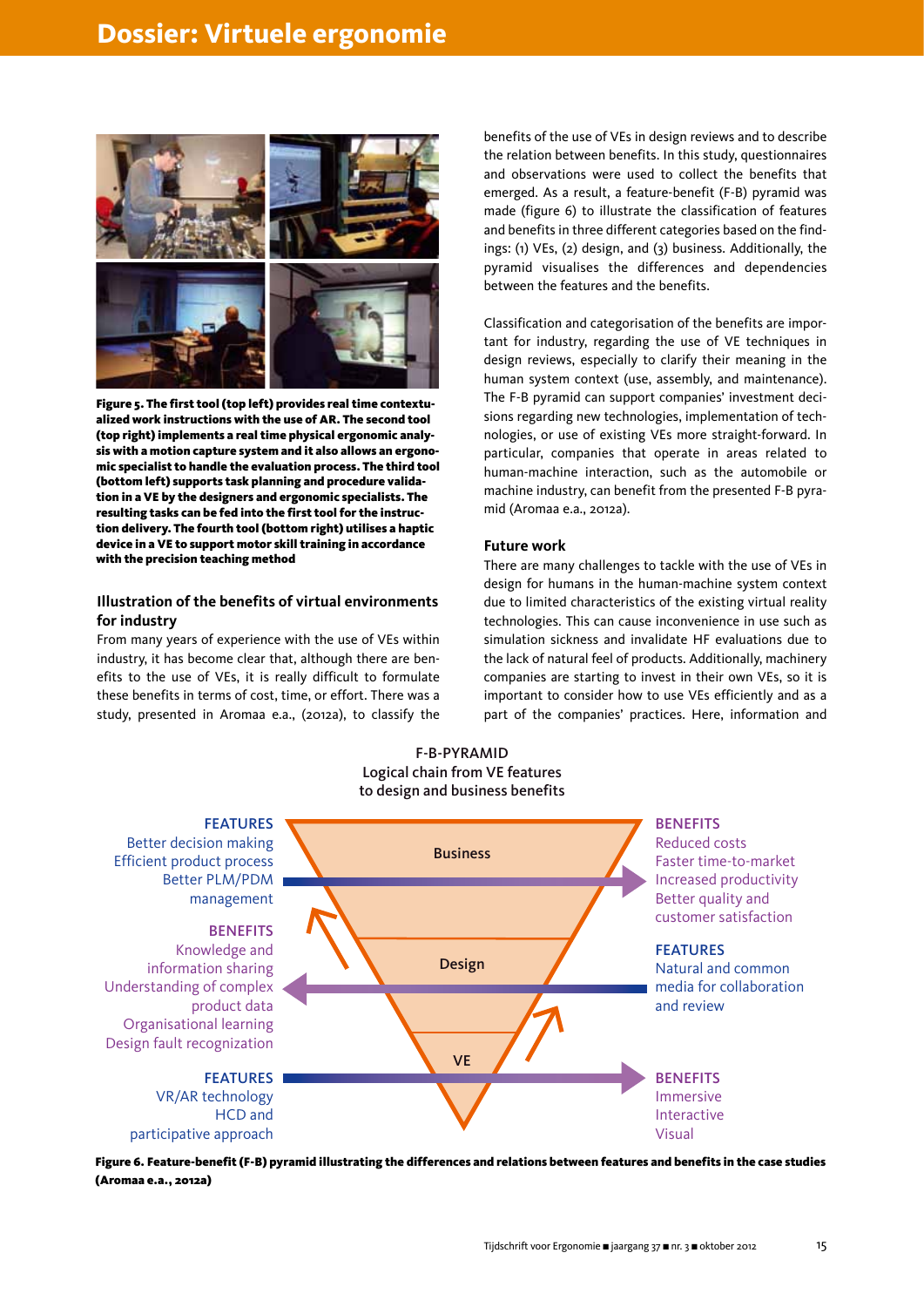Figure 5. The first tool (top left) provides real time contextualized work instructions with the use of AR. The second tool (top right) implements a real time physical ergonomic analysis with a motion capture system and it also allows an ergonomic specialist to handle the evaluation process. The third tool (bottom left) supports task planning and procedure validation in a VE by the designers and ergonomic specialists. The resulting tasks can be fed into the first tool for the instruction delivery. The fourth tool (bottom right) utilises a haptic device in a VE to support motor skill training in accordance with the precision teaching method

### Illustration of the benefits of virtual environments for industry

From many years of experience with the use of VEs within industry, it has become clear that, although there are benefits to the use of VEs, it is really difficult to formulate these benefits in terms of cost, time, or effort. There was a study, presented in Aromaa e.a., (2012a), to classify the benefits of the use of VEs in design reviews and to describe the relation between benefits. In this study, questionnaires and observations were used to collect the benefits that emerged. As a result, a feature-benefit (F-B) pyramid was made (figure 6) to illustrate the classification of features and benefits in three different categories based on the findings: (1) VEs, (2) design, and (3) business. Additionally, the pyramid visualises the differences and dependencies between the features and the benefits.

Classification and categorisation of the benefits are important for industry, regarding the use of VE techniques in design reviews, especially to clarify their meaning in the human system context (use, assembly, and maintenance). The F-B pyramid can support companies' investment decisions regarding new technologies, implementation of technologies, or use of existing VEs more straight-forward. In particular, companies that operate in areas related to human-machine interaction, such as the automobile or machine industry, can benefit from the presented F-B pyramid (Aromaa e.a., 2012a).

### Future work

There are many challenges to tackle with the use of VEs in design for humans in the human-machine system context due to limited characteristics of the existing virtual reality technologies. This can cause inconvenience in use such as simulation sickness and invalidate HF evaluations due to the lack of natural feel of products. Additionally, machinery companies are starting to invest in their own VEs, so it is important to consider how to use VEs efficiently and as a part of the companies' practices. Here, information and

F-B-PYRAMID
Logical chain from VE features to design and business benefits

**Business**
FEATURES: Better decision making, Efficient product process, Better PLM/PDM management
BENEFITS: Reduced costs, Faster time-to-market, Increased productivity, Better quality and customer satisfaction

**Design**
FEATURES: Natural and common media for collaboration and review
BENEFITS: Knowledge and information sharing, Understanding of complex product data, Organisational learning, Design fault recognization

**VE**
FEATURES: VR/AR technology, HCD and participative approach
BENEFITS: Immersive, Interactive, Visual

Figure 6. Feature-benefit (F-B) pyramid illustrating the differences and relations between features and benefits in the case studies (Aromaa e.a., 2012a)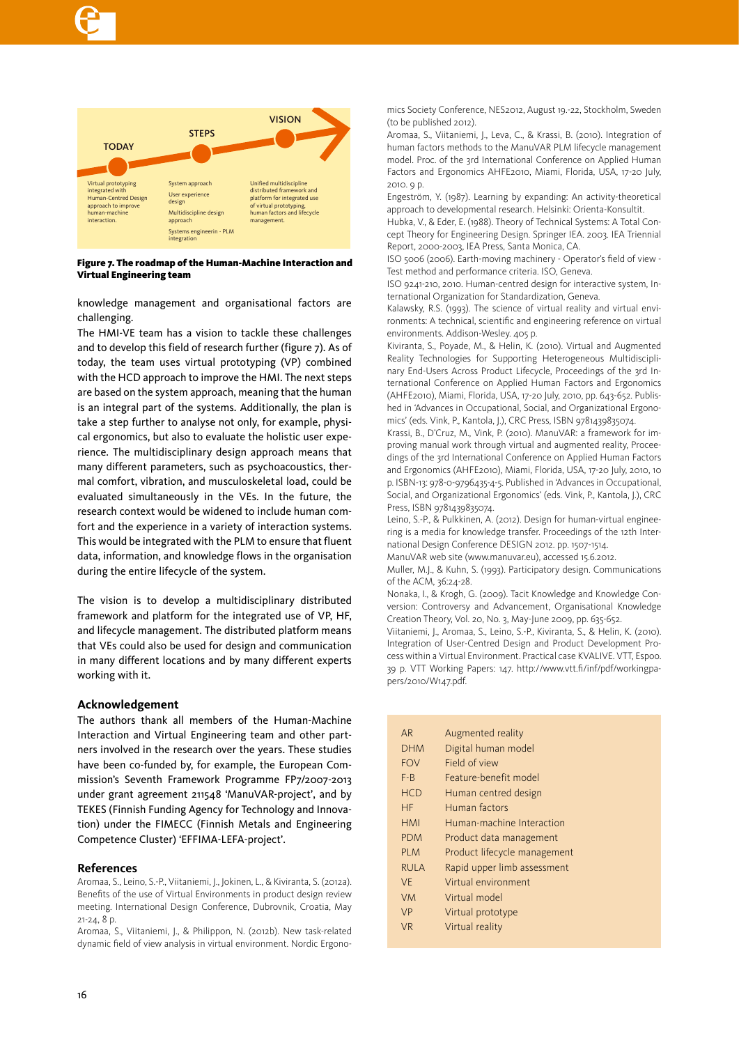TODAY

STEPS

VISION

Virtual prototyping integrated with Human-Centred Design approach to improve human-machine interaction.

System approach

User experience design

Multidiscipline design approach

Systems engineerin - PLM integration

Unified multidiscipline distributed framework and platform for integrated use of virtual prototyping, human factors and lifecycle management.

**Figure 7. The roadmap of the Human-Machine Interaction and Virtual Engineering team**

knowledge management and organisational factors are challenging.

The HMI-VE team has a vision to tackle these challenges and to develop this field of research further (figure 7). As of today, the team uses virtual prototyping (VP) combined with the HCD approach to improve the HMI. The next steps are based on the system approach, meaning that the human is an integral part of the systems. Additionally, the plan is take a step further to analyse not only, for example, physical ergonomics, but also to evaluate the holistic user experience. The multidisciplinary design approach means that many different parameters, such as psychoacoustics, thermal comfort, vibration, and musculoskeletal load, could be evaluated simultaneously in the VEs. In the future, the research context would be widened to include human comfort and the experience in a variety of interaction systems. This would be integrated with the PLM to ensure that fluent data, information, and knowledge flows in the organisation during the entire lifecycle of the system.

The vision is to develop a multidisciplinary distributed framework and platform for the integrated use of VP, HF, and lifecycle management. The distributed platform means that VEs could also be used for design and communication in many different locations and by many different experts working with it.

## Acknowledgement

The authors thank all members of the Human-Machine Interaction and Virtual Engineering team and other partners involved in the research over the years. These studies have been co-funded by, for example, the European Commission's Seventh Framework Programme FP7/2007-2013 under grant agreement 211548 'ManuVAR-project', and by TEKES (Finnish Funding Agency for Technology and Innovation) under the FIMECC (Finnish Metals and Engineering Competence Cluster) 'EFFIMA-LEFA-project'.

## References

Aromaa, S., Leino, S.-P., Viitaniemi, J., Jokinen, L., & Kiviranta, S. (2012a). Benefits of the use of Virtual Environments in product design review meeting. International Design Conference, Dubrovnik, Croatia, May 21-24, 8 p.

Aromaa, S., Viitaniemi, J., & Philippon, N. (2012b). New task-related dynamic field of view analysis in virtual environment. Nordic Ergonomics Society Conference, NES2012, August 19.-22, Stockholm, Sweden (to be published 2012).

Aromaa, S., Viitaniemi, J., Leva, C., & Krassi, B. (2010). Integration of human factors methods to the ManuVAR PLM lifecycle management model. Proc. of the 3rd International Conference on Applied Human Factors and Ergonomics AHFE2010, Miami, Florida, USA, 17-20 July, 2010. 9 p.

Engeström, Y. (1987). Learning by expanding: An activity-theoretical approach to developmental research. Helsinki: Orienta-Konsultit.

Hubka, V., & Eder, E. (1988). Theory of Technical Systems: A Total Concept Theory for Engineering Design. Springer IEA. 2003. IEA Triennial Report, 2000-2003, IEA Press, Santa Monica, CA.

ISO 5006 (2006). Earth-moving machinery - Operator's field of view - Test method and performance criteria. ISO, Geneva.

ISO 9241-210, 2010. Human-centred design for interactive system, International Organization for Standardization, Geneva.

Kalawsky, R.S. (1993). The science of virtual reality and virtual environments: A technical, scientific and engineering reference on virtual environments. Addison-Wesley. 405 p.

Kiviranta, S., Poyade, M., & Helin, K. (2010). Virtual and Augmented Reality Technologies for Supporting Heterogeneous Multidisciplinary End-Users Across Product Lifecycle, Proceedings of the 3rd International Conference on Applied Human Factors and Ergonomics (AHFE2010), Miami, Florida, USA, 17-20 July, 2010, pp. 643-652. Published in 'Advances in Occupational, Social, and Organizational Ergonomics' (eds. Vink, P., Kantola, J.), CRC Press, ISBN 9781439835074.

Krassi, B., D'Cruz, M., & Vink, P. (2010). ManuVAR: a framework for improving manual work through virtual and augmented reality, Proceedings of the 3rd International Conference on Applied Human Factors and Ergonomics (AHFE2010), Miami, Florida, USA, 17-20 July, 2010, 10 p. ISBN-13: 978-0-9796435-4-5. Published in 'Advances in Occupational, Social, and Organizational Ergonomics' (eds. Vink, P., Kantola, J.), CRC Press, ISBN 9781439835074.

Leino, S.-P., & Pulkkinen, A. (2012). Design for human-virtual engineering is a media for knowledge transfer. Proceedings of the 12th International Design Conference DESIGN 2012. pp. 1507-1514.

ManuVAR web site (www.manuvar.eu), accessed 15.6.2012.

Muller, M.J., & Kuhn, S. (1993). Participatory design. Communications of the ACM, 36:24-28.

Nonaka, I., & Krogh, G. (2009). Tacit Knowledge and Knowledge Conversion: Controversy and Advancement, Organisational Knowledge Creation Theory, Vol. 20, No. 3, May-June 2009, pp. 635-652.

Viitaniemi, J., Aromaa, S., Leino, S.-P., Kiviranta, S., & Helin, K. (2010). Integration of User-Centred Design and Product Development Process within a Virtual Environment. Practical case KVALIVE. VTT, Espoo. 39 p. VTT Working Papers: 147. http://www.vtt.fi/inf/pdf/workingpapers/2010/W147.pdf.

| | |
|---|---|
| AR | Augmented reality |
| DHM | Digital human model |
| FOV | Field of view |
| F-B | Feature-benefit model |
| HCD | Human centred design |
| HF | Human factors |
| HMI | Human-machine Interaction |
| PDM | Product data management |
| PLM | Product lifecycle management |
| RULA | Rapid upper limb assessment |
| VE | Virtual environment |
| VM | Virtual model |
| VP | Virtual prototype |
| VR | Virtual reality |